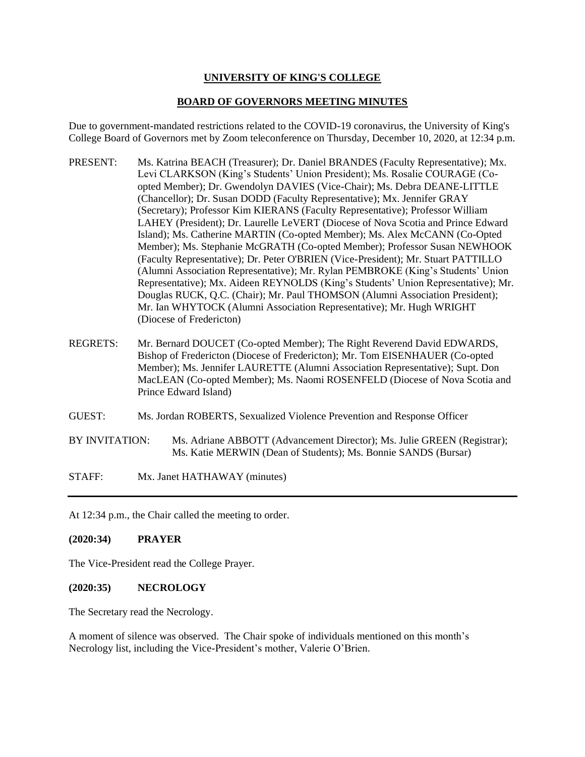**UNIVERSITY OF KING'S COLLEGE**

**BOARD OF GOVERNORS MEETING MINUTES**

Due to government-mandated restrictions related to the COVID-19 coronavirus, the University of King's College Board of Governors met by Zoom teleconference on Thursday, December 10, 2020, at 12:34 p.m.

PRESENT: Ms. Katrina BEACH (Treasurer); Dr. Daniel BRANDES (Faculty Representative); Mx. Levi CLARKSON (King's Students' Union President); Ms. Rosalie COURAGE (Co-opted Member); Dr. Gwendolyn DAVIES (Vice-Chair); Ms. Debra DEANE-LITTLE (Chancellor); Dr. Susan DODD (Faculty Representative); Mx. Jennifer GRAY (Secretary); Professor Kim KIERANS (Faculty Representative); Professor William LAHEY (President); Dr. Laurelle LeVERT (Diocese of Nova Scotia and Prince Edward Island); Ms. Catherine MARTIN (Co-opted Member); Ms. Alex McCANN (Co-Opted Member); Ms. Stephanie McGRATH (Co-opted Member); Professor Susan NEWHOOK (Faculty Representative); Dr. Peter O'BRIEN (Vice-President); Mr. Stuart PATTILLO (Alumni Association Representative); Mr. Rylan PEMBROKE (King's Students' Union Representative); Mx. Aideen REYNOLDS (King's Students' Union Representative); Mr. Douglas RUCK, Q.C. (Chair); Mr. Paul THOMSON (Alumni Association President); Mr. Ian WHYTOCK (Alumni Association Representative); Mr. Hugh WRIGHT (Diocese of Fredericton)

REGRETS: Mr. Bernard DOUCET (Co-opted Member); The Right Reverend David EDWARDS, Bishop of Fredericton (Diocese of Fredericton); Mr. Tom EISENHAUER (Co-opted Member); Ms. Jennifer LAURETTE (Alumni Association Representative); Supt. Don MacLEAN (Co-opted Member); Ms. Naomi ROSENFELD (Diocese of Nova Scotia and Prince Edward Island)

GUEST: Ms. Jordan ROBERTS, Sexualized Violence Prevention and Response Officer

BY INVITATION: Ms. Adriane ABBOTT (Advancement Director); Ms. Julie GREEN (Registrar); Ms. Katie MERWIN (Dean of Students); Ms. Bonnie SANDS (Bursar)

STAFF: Mx. Janet HATHAWAY (minutes)

---

At 12:34 p.m., the Chair called the meeting to order.

**(2020:34) PRAYER**

The Vice-President read the College Prayer.

**(2020:35) NECROLOGY**

The Secretary read the Necrology.

A moment of silence was observed. The Chair spoke of individuals mentioned on this month's Necrology list, including the Vice-President's mother, Valerie O'Brien.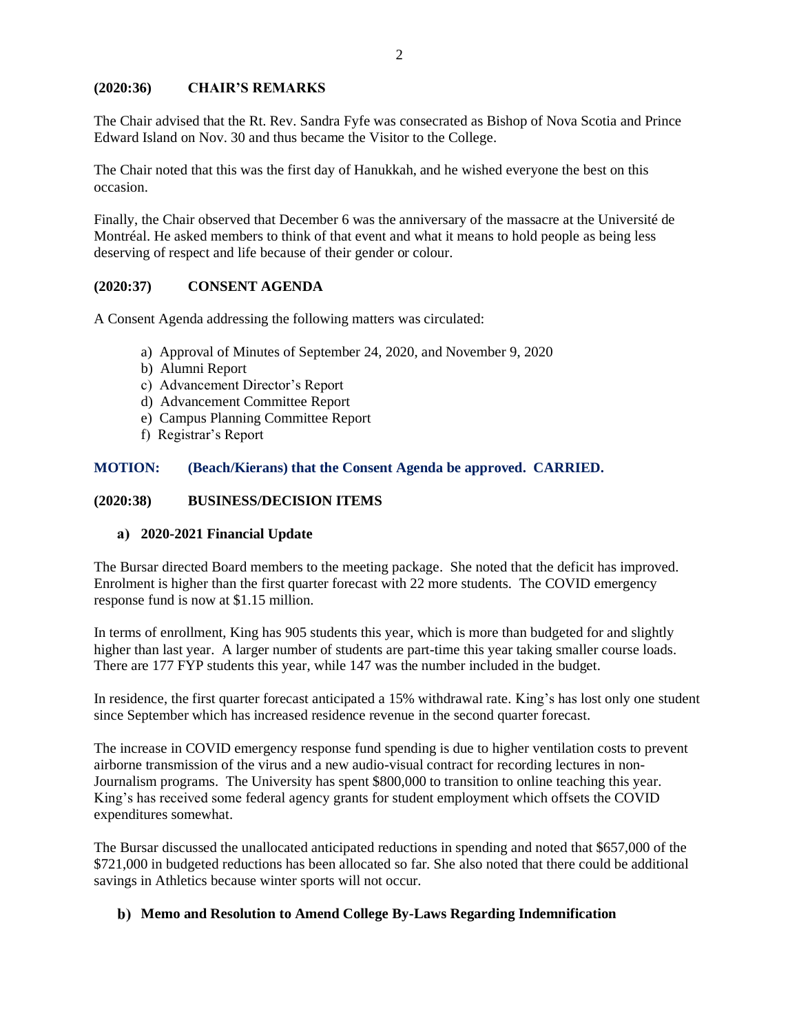## (2020:36) CHAIR'S REMARKS

The Chair advised that the Rt. Rev. Sandra Fyfe was consecrated as Bishop of Nova Scotia and Prince Edward Island on Nov. 30 and thus became the Visitor to the College.

The Chair noted that this was the first day of Hanukkah, and he wished everyone the best on this occasion.

Finally, the Chair observed that December 6 was the anniversary of the massacre at the Université de Montréal. He asked members to think of that event and what it means to hold people as being less deserving of respect and life because of their gender or colour.

## (2020:37) CONSENT AGENDA

A Consent Agenda addressing the following matters was circulated:

a) Approval of Minutes of September 24, 2020, and November 9, 2020
b) Alumni Report
c) Advancement Director's Report
d) Advancement Committee Report
e) Campus Planning Committee Report
f) Registrar's Report

**MOTION: (Beach/Kierans) that the Consent Agenda be approved. CARRIED.**

## (2020:38) BUSINESS/DECISION ITEMS

### a) 2020-2021 Financial Update

The Bursar directed Board members to the meeting package. She noted that the deficit has improved. Enrolment is higher than the first quarter forecast with 22 more students. The COVID emergency response fund is now at $1.15 million.

In terms of enrollment, King has 905 students this year, which is more than budgeted for and slightly higher than last year. A larger number of students are part-time this year taking smaller course loads. There are 177 FYP students this year, while 147 was the number included in the budget.

In residence, the first quarter forecast anticipated a 15% withdrawal rate. King's has lost only one student since September which has increased residence revenue in the second quarter forecast.

The increase in COVID emergency response fund spending is due to higher ventilation costs to prevent airborne transmission of the virus and a new audio-visual contract for recording lectures in non-Journalism programs. The University has spent $800,000 to transition to online teaching this year. King's has received some federal agency grants for student employment which offsets the COVID expenditures somewhat.

The Bursar discussed the unallocated anticipated reductions in spending and noted that $657,000 of the $721,000 in budgeted reductions has been allocated so far. She also noted that there could be additional savings in Athletics because winter sports will not occur.

### b) Memo and Resolution to Amend College By-Laws Regarding Indemnification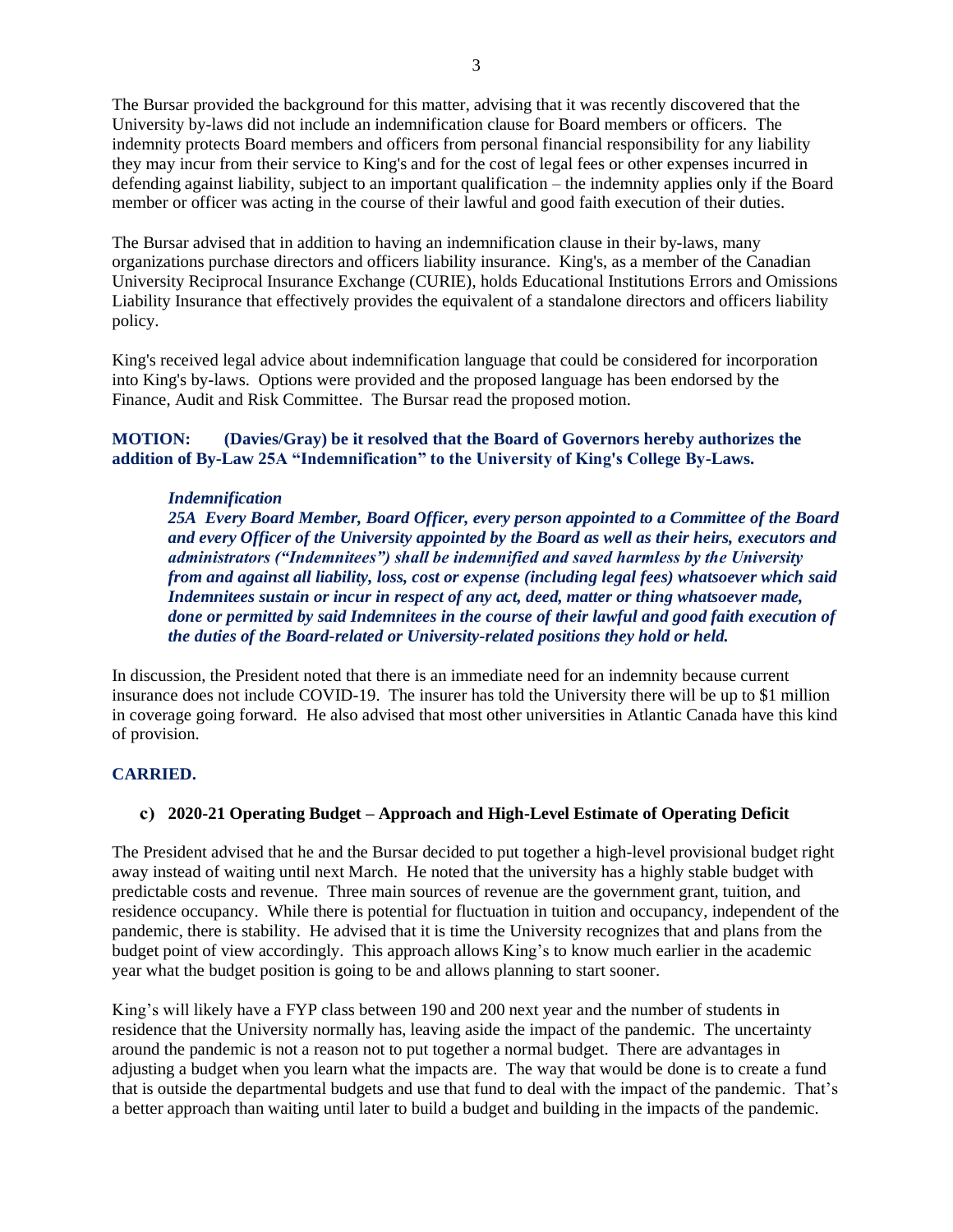The Bursar provided the background for this matter, advising that it was recently discovered that the University by-laws did not include an indemnification clause for Board members or officers. The indemnity protects Board members and officers from personal financial responsibility for any liability they may incur from their service to King's and for the cost of legal fees or other expenses incurred in defending against liability, subject to an important qualification – the indemnity applies only if the Board member or officer was acting in the course of their lawful and good faith execution of their duties.

The Bursar advised that in addition to having an indemnification clause in their by-laws, many organizations purchase directors and officers liability insurance. King's, as a member of the Canadian University Reciprocal Insurance Exchange (CURIE), holds Educational Institutions Errors and Omissions Liability Insurance that effectively provides the equivalent of a standalone directors and officers liability policy.

King's received legal advice about indemnification language that could be considered for incorporation into King's by-laws. Options were provided and the proposed language has been endorsed by the Finance, Audit and Risk Committee. The Bursar read the proposed motion.

**MOTION: (Davies/Gray) be it resolved that the Board of Governors hereby authorizes the addition of By-Law 25A "Indemnification" to the University of King's College By-Laws.**

> ***Indemnification***
> ***25A Every Board Member, Board Officer, every person appointed to a Committee of the Board and every Officer of the University appointed by the Board as well as their heirs, executors and administrators ("Indemnitees") shall be indemnified and saved harmless by the University from and against all liability, loss, cost or expense (including legal fees) whatsoever which said Indemnitees sustain or incur in respect of any act, deed, matter or thing whatsoever made, done or permitted by said Indemnitees in the course of their lawful and good faith execution of the duties of the Board-related or University-related positions they hold or held.***

In discussion, the President noted that there is an immediate need for an indemnity because current insurance does not include COVID-19. The insurer has told the University there will be up to $1 million in coverage going forward. He also advised that most other universities in Atlantic Canada have this kind of provision.

**CARRIED.**

### c) 2020-21 Operating Budget – Approach and High-Level Estimate of Operating Deficit

The President advised that he and the Bursar decided to put together a high-level provisional budget right away instead of waiting until next March. He noted that the university has a highly stable budget with predictable costs and revenue. Three main sources of revenue are the government grant, tuition, and residence occupancy. While there is potential for fluctuation in tuition and occupancy, independent of the pandemic, there is stability. He advised that it is time the University recognizes that and plans from the budget point of view accordingly. This approach allows King's to know much earlier in the academic year what the budget position is going to be and allows planning to start sooner.

King's will likely have a FYP class between 190 and 200 next year and the number of students in residence that the University normally has, leaving aside the impact of the pandemic. The uncertainty around the pandemic is not a reason not to put together a normal budget. There are advantages in adjusting a budget when you learn what the impacts are. The way that would be done is to create a fund that is outside the departmental budgets and use that fund to deal with the impact of the pandemic. That's a better approach than waiting until later to build a budget and building in the impacts of the pandemic.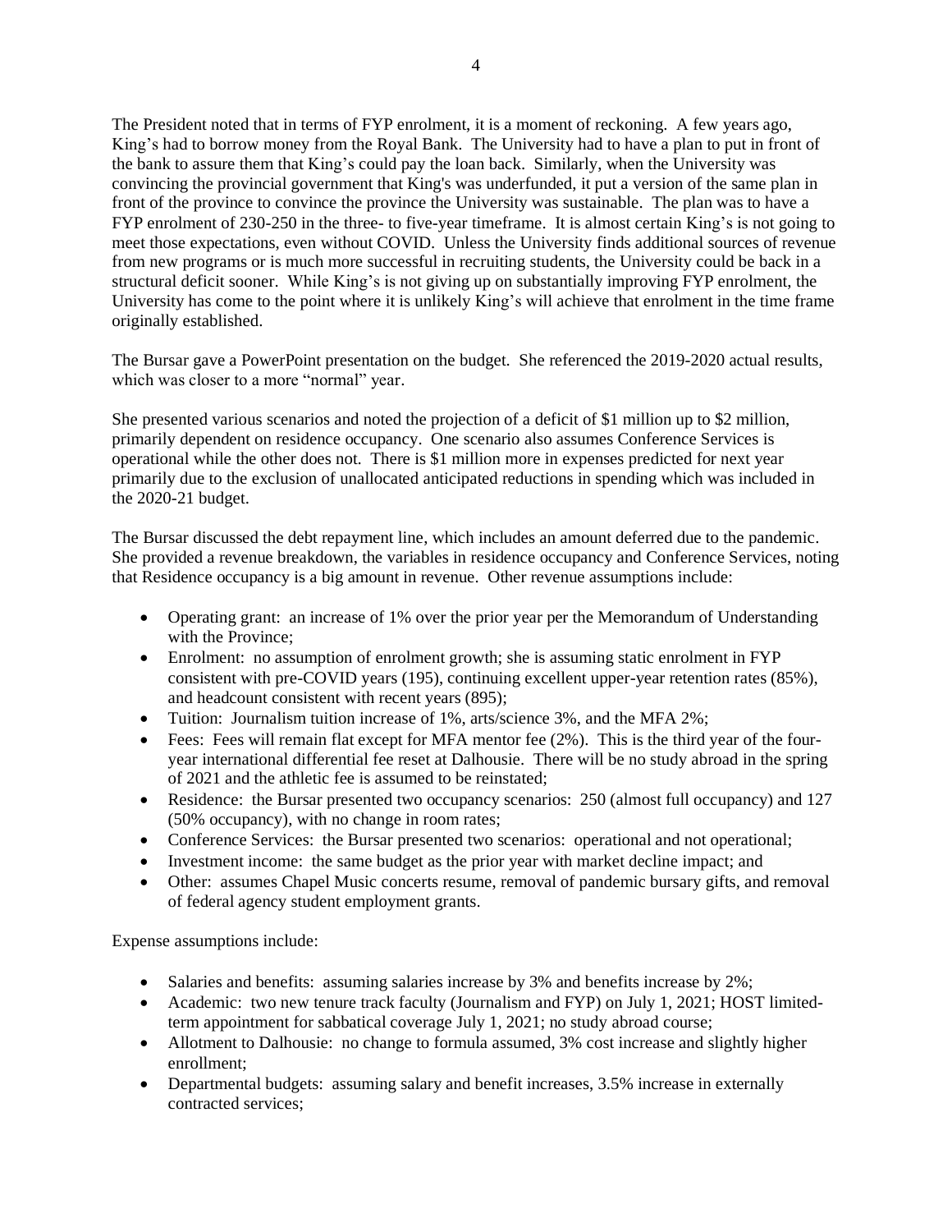The President noted that in terms of FYP enrolment, it is a moment of reckoning. A few years ago, King's had to borrow money from the Royal Bank. The University had to have a plan to put in front of the bank to assure them that King's could pay the loan back. Similarly, when the University was convincing the provincial government that King's was underfunded, it put a version of the same plan in front of the province to convince the province the University was sustainable. The plan was to have a FYP enrolment of 230-250 in the three- to five-year timeframe. It is almost certain King's is not going to meet those expectations, even without COVID. Unless the University finds additional sources of revenue from new programs or is much more successful in recruiting students, the University could be back in a structural deficit sooner. While King's is not giving up on substantially improving FYP enrolment, the University has come to the point where it is unlikely King's will achieve that enrolment in the time frame originally established.

The Bursar gave a PowerPoint presentation on the budget. She referenced the 2019-2020 actual results, which was closer to a more "normal" year.

She presented various scenarios and noted the projection of a deficit of $1 million up to $2 million, primarily dependent on residence occupancy. One scenario also assumes Conference Services is operational while the other does not. There is $1 million more in expenses predicted for next year primarily due to the exclusion of unallocated anticipated reductions in spending which was included in the 2020-21 budget.

The Bursar discussed the debt repayment line, which includes an amount deferred due to the pandemic. She provided a revenue breakdown, the variables in residence occupancy and Conference Services, noting that Residence occupancy is a big amount in revenue. Other revenue assumptions include:

- Operating grant: an increase of 1% over the prior year per the Memorandum of Understanding with the Province;
- Enrolment: no assumption of enrolment growth; she is assuming static enrolment in FYP consistent with pre-COVID years (195), continuing excellent upper-year retention rates (85%), and headcount consistent with recent years (895);
- Tuition: Journalism tuition increase of 1%, arts/science 3%, and the MFA 2%;
- Fees: Fees will remain flat except for MFA mentor fee (2%). This is the third year of the four-year international differential fee reset at Dalhousie. There will be no study abroad in the spring of 2021 and the athletic fee is assumed to be reinstated;
- Residence: the Bursar presented two occupancy scenarios: 250 (almost full occupancy) and 127 (50% occupancy), with no change in room rates;
- Conference Services: the Bursar presented two scenarios: operational and not operational;
- Investment income: the same budget as the prior year with market decline impact; and
- Other: assumes Chapel Music concerts resume, removal of pandemic bursary gifts, and removal of federal agency student employment grants.

Expense assumptions include:

- Salaries and benefits: assuming salaries increase by 3% and benefits increase by 2%;
- Academic: two new tenure track faculty (Journalism and FYP) on July 1, 2021; HOST limited-term appointment for sabbatical coverage July 1, 2021; no study abroad course;
- Allotment to Dalhousie: no change to formula assumed, 3% cost increase and slightly higher enrollment;
- Departmental budgets: assuming salary and benefit increases, 3.5% increase in externally contracted services;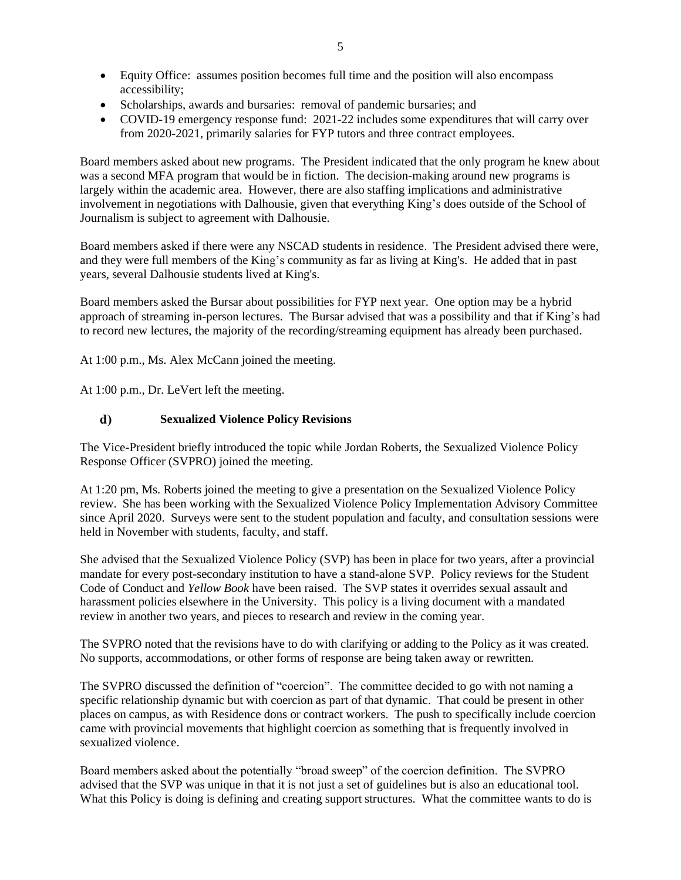- Equity Office: assumes position becomes full time and the position will also encompass accessibility;
- Scholarships, awards and bursaries: removal of pandemic bursaries; and
- COVID-19 emergency response fund: 2021-22 includes some expenditures that will carry over from 2020-2021, primarily salaries for FYP tutors and three contract employees.

Board members asked about new programs. The President indicated that the only program he knew about was a second MFA program that would be in fiction. The decision-making around new programs is largely within the academic area. However, there are also staffing implications and administrative involvement in negotiations with Dalhousie, given that everything King's does outside of the School of Journalism is subject to agreement with Dalhousie.

Board members asked if there were any NSCAD students in residence. The President advised there were, and they were full members of the King's community as far as living at King's. He added that in past years, several Dalhousie students lived at King's.

Board members asked the Bursar about possibilities for FYP next year. One option may be a hybrid approach of streaming in-person lectures. The Bursar advised that was a possibility and that if King's had to record new lectures, the majority of the recording/streaming equipment has already been purchased.

At 1:00 p.m., Ms. Alex McCann joined the meeting.

At 1:00 p.m., Dr. LeVert left the meeting.

### d) Sexualized Violence Policy Revisions

The Vice-President briefly introduced the topic while Jordan Roberts, the Sexualized Violence Policy Response Officer (SVPRO) joined the meeting.

At 1:20 pm, Ms. Roberts joined the meeting to give a presentation on the Sexualized Violence Policy review. She has been working with the Sexualized Violence Policy Implementation Advisory Committee since April 2020. Surveys were sent to the student population and faculty, and consultation sessions were held in November with students, faculty, and staff.

She advised that the Sexualized Violence Policy (SVP) has been in place for two years, after a provincial mandate for every post-secondary institution to have a stand-alone SVP. Policy reviews for the Student Code of Conduct and *Yellow Book* have been raised. The SVP states it overrides sexual assault and harassment policies elsewhere in the University. This policy is a living document with a mandated review in another two years, and pieces to research and review in the coming year.

The SVPRO noted that the revisions have to do with clarifying or adding to the Policy as it was created. No supports, accommodations, or other forms of response are being taken away or rewritten.

The SVPRO discussed the definition of "coercion". The committee decided to go with not naming a specific relationship dynamic but with coercion as part of that dynamic. That could be present in other places on campus, as with Residence dons or contract workers. The push to specifically include coercion came with provincial movements that highlight coercion as something that is frequently involved in sexualized violence.

Board members asked about the potentially "broad sweep" of the coercion definition. The SVPRO advised that the SVP was unique in that it is not just a set of guidelines but is also an educational tool. What this Policy is doing is defining and creating support structures. What the committee wants to do is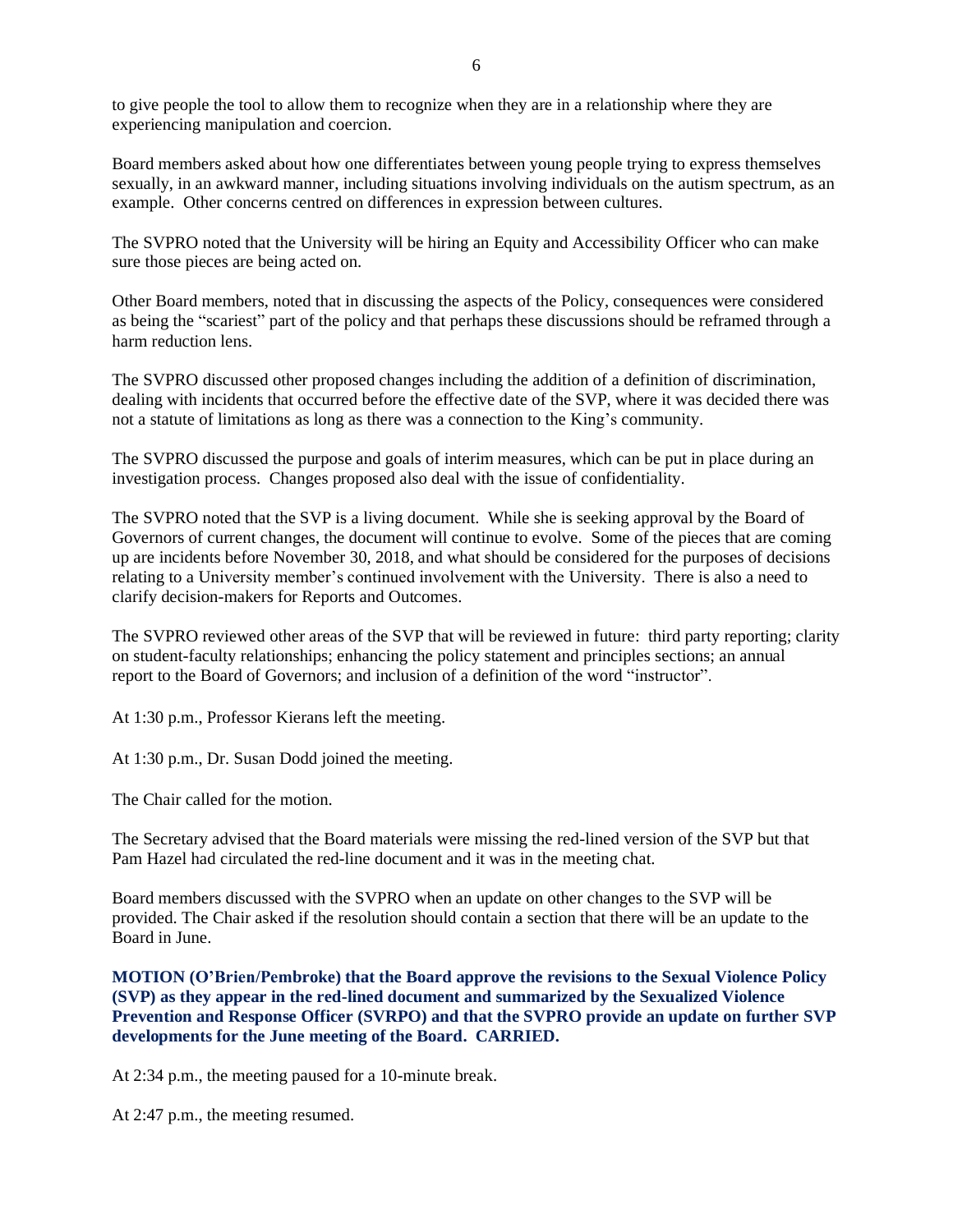to give people the tool to allow them to recognize when they are in a relationship where they are experiencing manipulation and coercion.

Board members asked about how one differentiates between young people trying to express themselves sexually, in an awkward manner, including situations involving individuals on the autism spectrum, as an example. Other concerns centred on differences in expression between cultures.

The SVPRO noted that the University will be hiring an Equity and Accessibility Officer who can make sure those pieces are being acted on.

Other Board members, noted that in discussing the aspects of the Policy, consequences were considered as being the "scariest" part of the policy and that perhaps these discussions should be reframed through a harm reduction lens.

The SVPRO discussed other proposed changes including the addition of a definition of discrimination, dealing with incidents that occurred before the effective date of the SVP, where it was decided there was not a statute of limitations as long as there was a connection to the King's community.

The SVPRO discussed the purpose and goals of interim measures, which can be put in place during an investigation process. Changes proposed also deal with the issue of confidentiality.

The SVPRO noted that the SVP is a living document. While she is seeking approval by the Board of Governors of current changes, the document will continue to evolve. Some of the pieces that are coming up are incidents before November 30, 2018, and what should be considered for the purposes of decisions relating to a University member's continued involvement with the University. There is also a need to clarify decision-makers for Reports and Outcomes.

The SVPRO reviewed other areas of the SVP that will be reviewed in future: third party reporting; clarity on student-faculty relationships; enhancing the policy statement and principles sections; an annual report to the Board of Governors; and inclusion of a definition of the word "instructor".

At 1:30 p.m., Professor Kierans left the meeting.

At 1:30 p.m., Dr. Susan Dodd joined the meeting.

The Chair called for the motion.

The Secretary advised that the Board materials were missing the red-lined version of the SVP but that Pam Hazel had circulated the red-line document and it was in the meeting chat.

Board members discussed with the SVPRO when an update on other changes to the SVP will be provided. The Chair asked if the resolution should contain a section that there will be an update to the Board in June.

**MOTION (O'Brien/Pembroke) that the Board approve the revisions to the Sexual Violence Policy (SVP) as they appear in the red-lined document and summarized by the Sexualized Violence Prevention and Response Officer (SVRPO) and that the SVPRO provide an update on further SVP developments for the June meeting of the Board. CARRIED.**

At 2:34 p.m., the meeting paused for a 10-minute break.

At 2:47 p.m., the meeting resumed.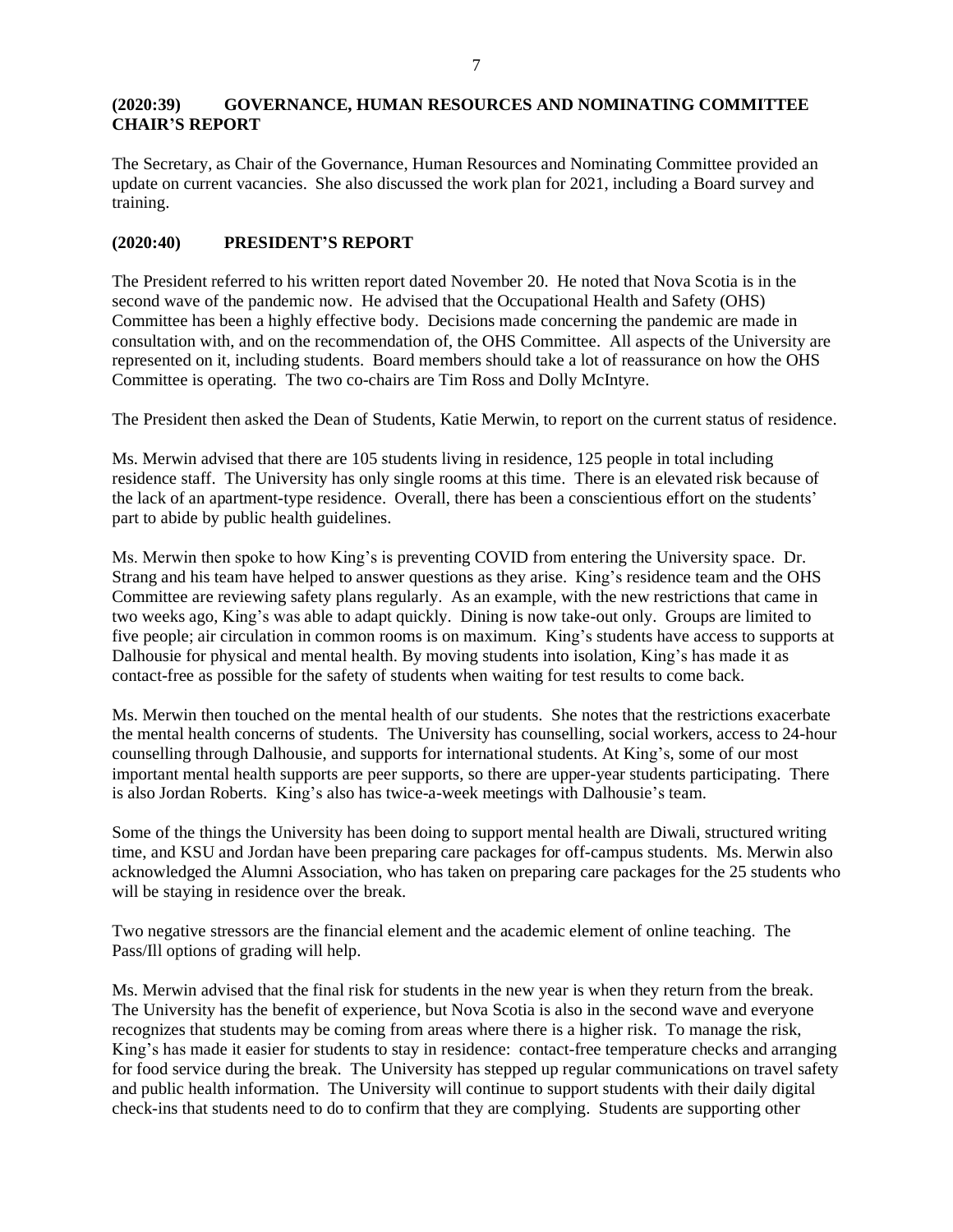## (2020:39) GOVERNANCE, HUMAN RESOURCES AND NOMINATING COMMITTEE CHAIR'S REPORT

The Secretary, as Chair of the Governance, Human Resources and Nominating Committee provided an update on current vacancies. She also discussed the work plan for 2021, including a Board survey and training.

## (2020:40) PRESIDENT'S REPORT

The President referred to his written report dated November 20. He noted that Nova Scotia is in the second wave of the pandemic now. He advised that the Occupational Health and Safety (OHS) Committee has been a highly effective body. Decisions made concerning the pandemic are made in consultation with, and on the recommendation of, the OHS Committee. All aspects of the University are represented on it, including students. Board members should take a lot of reassurance on how the OHS Committee is operating. The two co-chairs are Tim Ross and Dolly McIntyre.

The President then asked the Dean of Students, Katie Merwin, to report on the current status of residence.

Ms. Merwin advised that there are 105 students living in residence, 125 people in total including residence staff. The University has only single rooms at this time. There is an elevated risk because of the lack of an apartment-type residence. Overall, there has been a conscientious effort on the students' part to abide by public health guidelines.

Ms. Merwin then spoke to how King's is preventing COVID from entering the University space. Dr. Strang and his team have helped to answer questions as they arise. King's residence team and the OHS Committee are reviewing safety plans regularly. As an example, with the new restrictions that came in two weeks ago, King's was able to adapt quickly. Dining is now take-out only. Groups are limited to five people; air circulation in common rooms is on maximum. King's students have access to supports at Dalhousie for physical and mental health. By moving students into isolation, King's has made it as contact-free as possible for the safety of students when waiting for test results to come back.

Ms. Merwin then touched on the mental health of our students. She notes that the restrictions exacerbate the mental health concerns of students. The University has counselling, social workers, access to 24-hour counselling through Dalhousie, and supports for international students. At King's, some of our most important mental health supports are peer supports, so there are upper-year students participating. There is also Jordan Roberts. King's also has twice-a-week meetings with Dalhousie's team.

Some of the things the University has been doing to support mental health are Diwali, structured writing time, and KSU and Jordan have been preparing care packages for off-campus students. Ms. Merwin also acknowledged the Alumni Association, who has taken on preparing care packages for the 25 students who will be staying in residence over the break.

Two negative stressors are the financial element and the academic element of online teaching. The Pass/Ill options of grading will help.

Ms. Merwin advised that the final risk for students in the new year is when they return from the break. The University has the benefit of experience, but Nova Scotia is also in the second wave and everyone recognizes that students may be coming from areas where there is a higher risk. To manage the risk, King's has made it easier for students to stay in residence: contact-free temperature checks and arranging for food service during the break. The University has stepped up regular communications on travel safety and public health information. The University will continue to support students with their daily digital check-ins that students need to do to confirm that they are complying. Students are supporting other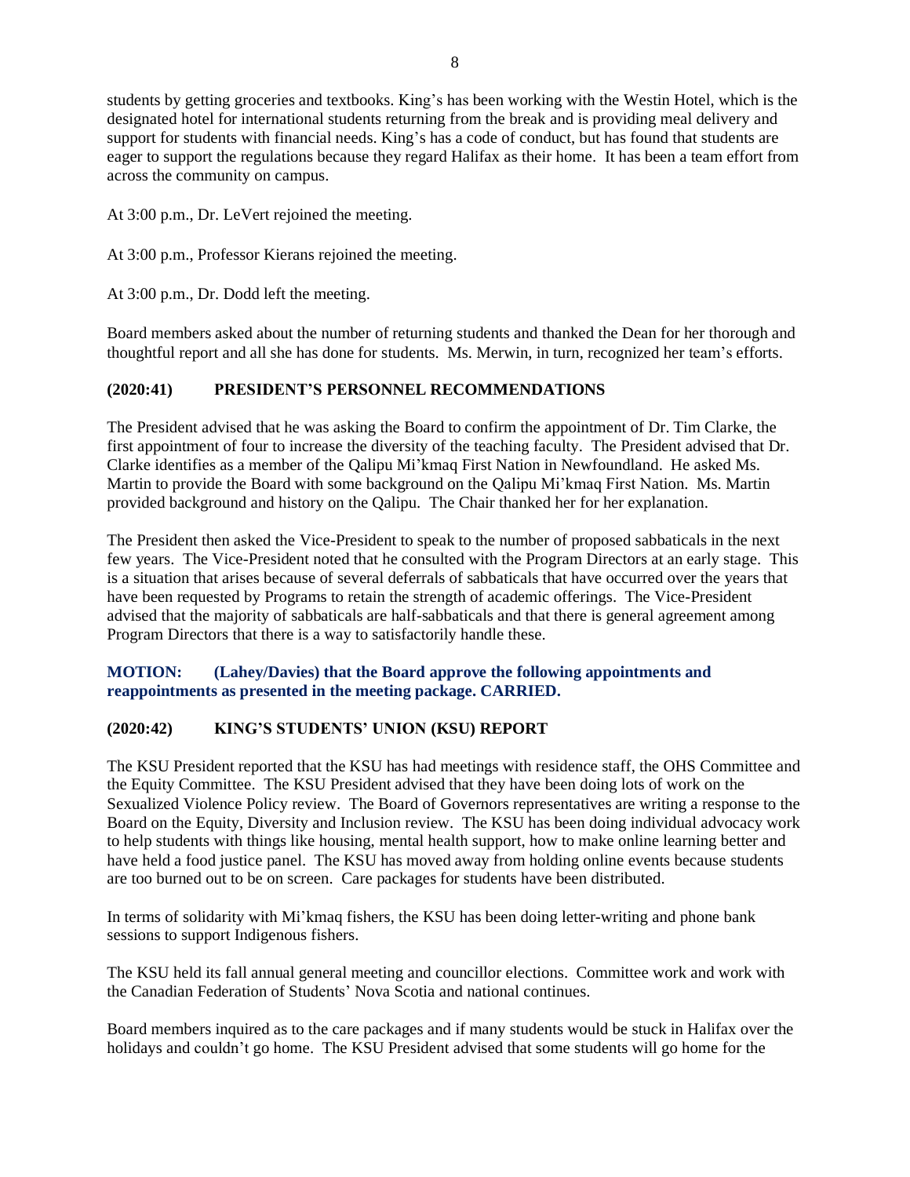students by getting groceries and textbooks. King's has been working with the Westin Hotel, which is the designated hotel for international students returning from the break and is providing meal delivery and support for students with financial needs. King's has a code of conduct, but has found that students are eager to support the regulations because they regard Halifax as their home. It has been a team effort from across the community on campus.

At 3:00 p.m., Dr. LeVert rejoined the meeting.

At 3:00 p.m., Professor Kierans rejoined the meeting.

At 3:00 p.m., Dr. Dodd left the meeting.

Board members asked about the number of returning students and thanked the Dean for her thorough and thoughtful report and all she has done for students. Ms. Merwin, in turn, recognized her team's efforts.

## (2020:41) PRESIDENT'S PERSONNEL RECOMMENDATIONS

The President advised that he was asking the Board to confirm the appointment of Dr. Tim Clarke, the first appointment of four to increase the diversity of the teaching faculty. The President advised that Dr. Clarke identifies as a member of the Qalipu Mi'kmaq First Nation in Newfoundland. He asked Ms. Martin to provide the Board with some background on the Qalipu Mi'kmaq First Nation. Ms. Martin provided background and history on the Qalipu. The Chair thanked her for her explanation.

The President then asked the Vice-President to speak to the number of proposed sabbaticals in the next few years. The Vice-President noted that he consulted with the Program Directors at an early stage. This is a situation that arises because of several deferrals of sabbaticals that have occurred over the years that have been requested by Programs to retain the strength of academic offerings. The Vice-President advised that the majority of sabbaticals are half-sabbaticals and that there is general agreement among Program Directors that there is a way to satisfactorily handle these.

**MOTION: (Lahey/Davies) that the Board approve the following appointments and reappointments as presented in the meeting package. CARRIED.**

## (2020:42) KING'S STUDENTS' UNION (KSU) REPORT

The KSU President reported that the KSU has had meetings with residence staff, the OHS Committee and the Equity Committee. The KSU President advised that they have been doing lots of work on the Sexualized Violence Policy review. The Board of Governors representatives are writing a response to the Board on the Equity, Diversity and Inclusion review. The KSU has been doing individual advocacy work to help students with things like housing, mental health support, how to make online learning better and have held a food justice panel. The KSU has moved away from holding online events because students are too burned out to be on screen. Care packages for students have been distributed.

In terms of solidarity with Mi'kmaq fishers, the KSU has been doing letter-writing and phone bank sessions to support Indigenous fishers.

The KSU held its fall annual general meeting and councillor elections. Committee work and work with the Canadian Federation of Students' Nova Scotia and national continues.

Board members inquired as to the care packages and if many students would be stuck in Halifax over the holidays and couldn't go home. The KSU President advised that some students will go home for the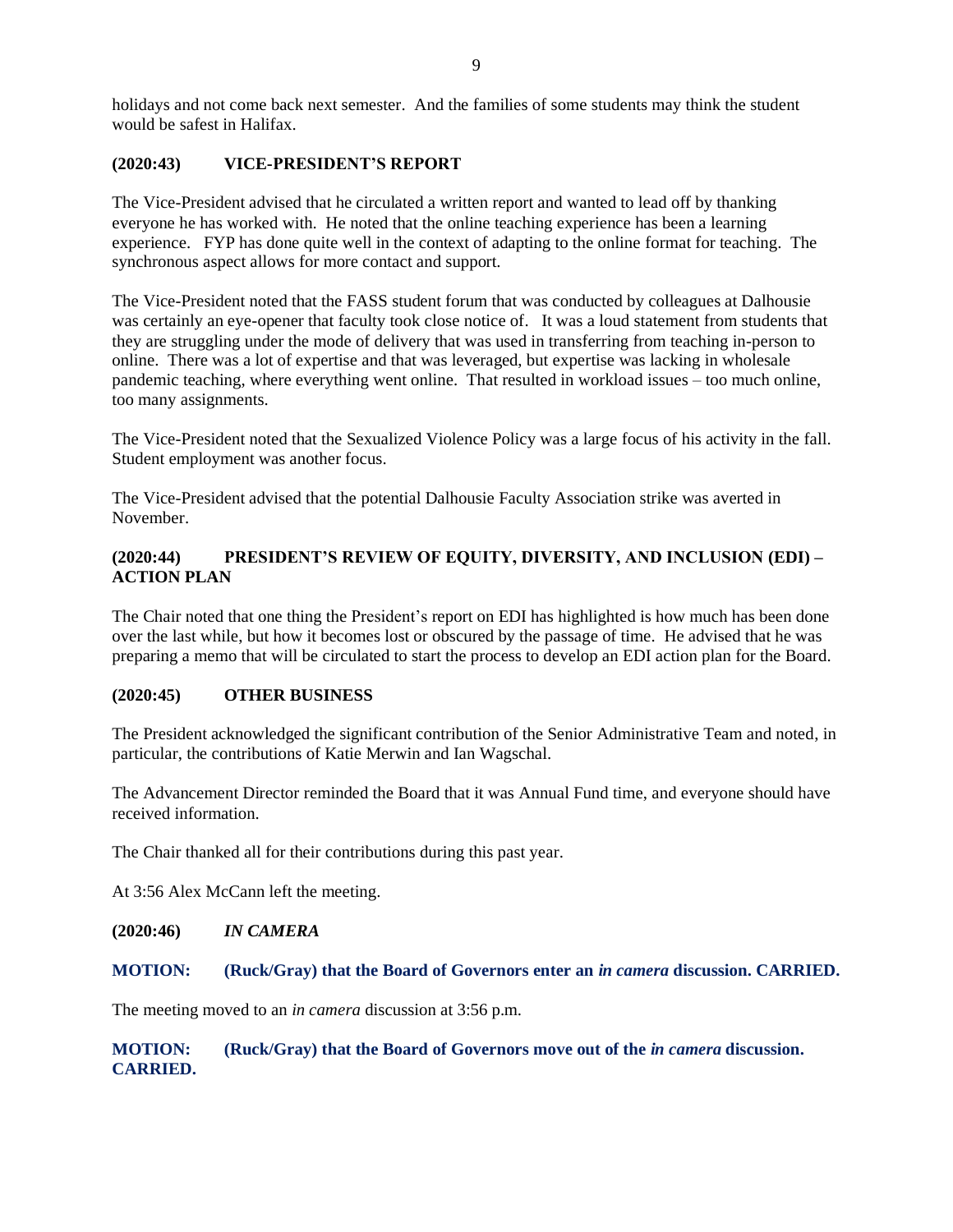holidays and not come back next semester. And the families of some students may think the student would be safest in Halifax.

### (2020:43) VICE-PRESIDENT'S REPORT

The Vice-President advised that he circulated a written report and wanted to lead off by thanking everyone he has worked with. He noted that the online teaching experience has been a learning experience. FYP has done quite well in the context of adapting to the online format for teaching. The synchronous aspect allows for more contact and support.

The Vice-President noted that the FASS student forum that was conducted by colleagues at Dalhousie was certainly an eye-opener that faculty took close notice of. It was a loud statement from students that they are struggling under the mode of delivery that was used in transferring from teaching in-person to online. There was a lot of expertise and that was leveraged, but expertise was lacking in wholesale pandemic teaching, where everything went online. That resulted in workload issues – too much online, too many assignments.

The Vice-President noted that the Sexualized Violence Policy was a large focus of his activity in the fall. Student employment was another focus.

The Vice-President advised that the potential Dalhousie Faculty Association strike was averted in November.

### (2020:44) PRESIDENT'S REVIEW OF EQUITY, DIVERSITY, AND INCLUSION (EDI) – ACTION PLAN

The Chair noted that one thing the President's report on EDI has highlighted is how much has been done over the last while, but how it becomes lost or obscured by the passage of time. He advised that he was preparing a memo that will be circulated to start the process to develop an EDI action plan for the Board.

### (2020:45) OTHER BUSINESS

The President acknowledged the significant contribution of the Senior Administrative Team and noted, in particular, the contributions of Katie Merwin and Ian Wagschal.

The Advancement Director reminded the Board that it was Annual Fund time, and everyone should have received information.

The Chair thanked all for their contributions during this past year.

At 3:56 Alex McCann left the meeting.

### (2020:46) *IN CAMERA*

**MOTION: (Ruck/Gray) that the Board of Governors enter an *in camera* discussion. CARRIED.**

The meeting moved to an *in camera* discussion at 3:56 p.m.

**MOTION: (Ruck/Gray) that the Board of Governors move out of the *in camera* discussion. CARRIED.**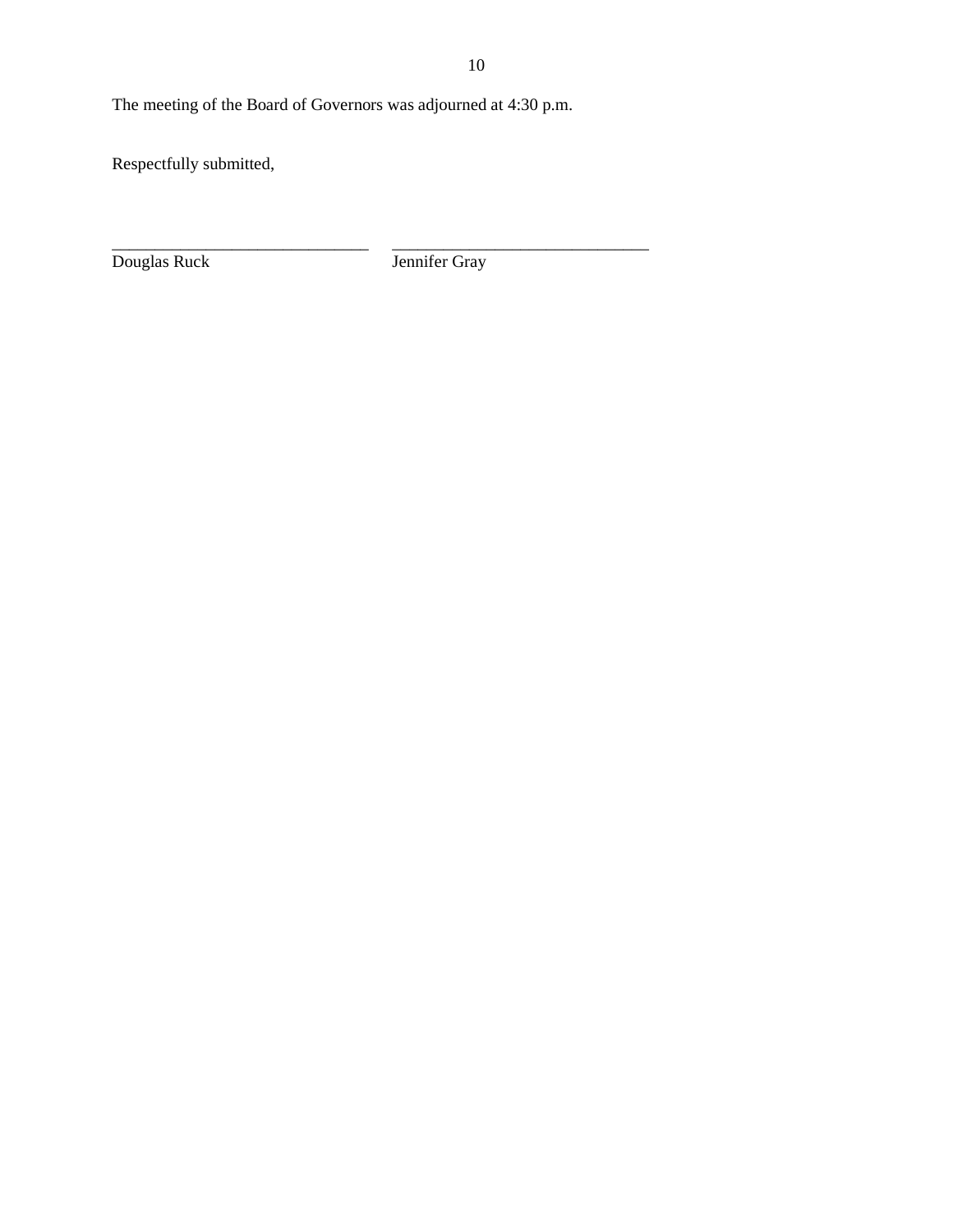The meeting of the Board of Governors was adjourned at 4:30 p.m.

Respectfully submitted,

______________________________ ______________________________
Douglas Ruck Jennifer Gray